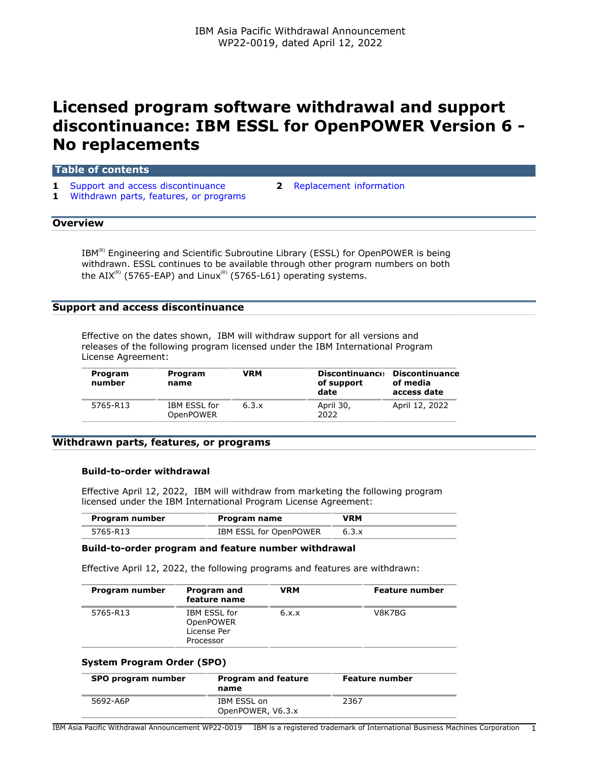IBM Asia Pacific Withdrawal Announcement
WP22-0019, dated April 12, 2022

# Licensed program software withdrawal and support discontinuance: IBM ESSL for OpenPOWER Version 6 - No replacements

## Table of contents

- 1 Support and access discontinuance
- 1 Withdrawn parts, features, or programs
- 2 Replacement information

## Overview

IBM(R) Engineering and Scientific Subroutine Library (ESSL) for OpenPOWER is being withdrawn. ESSL continues to be available through other program numbers on both the AIX(R) (5765-EAP) and Linux(R) (5765-L61) operating systems.

## Support and access discontinuance

Effective on the dates shown, IBM will withdraw support for all versions and releases of the following program licensed under the IBM International Program License Agreement:

| Program number | Program name | VRM | Discontinuance of support date | Discontinuance of media access date |
|---|---|---|---|---|
| 5765-R13 | IBM ESSL for OpenPOWER | 6.3.x | April 30, 2022 | April 12, 2022 |

## Withdrawn parts, features, or programs

### Build-to-order withdrawal

Effective April 12, 2022, IBM will withdraw from marketing the following program licensed under the IBM International Program License Agreement:

| Program number | Program name | VRM |
|---|---|---|
| 5765-R13 | IBM ESSL for OpenPOWER | 6.3.x |

### Build-to-order program and feature number withdrawal

Effective April 12, 2022, the following programs and features are withdrawn:

| Program number | Program and feature name | VRM | Feature number |
|---|---|---|---|
| 5765-R13 | IBM ESSL for OpenPOWER License Per Processor | 6.x.x | V8K7BG |

### System Program Order (SPO)

| SPO program number | Program and feature name | Feature number |
|---|---|---|
| 5692-A6P | IBM ESSL on OpenPOWER, V6.3.x | 2367 |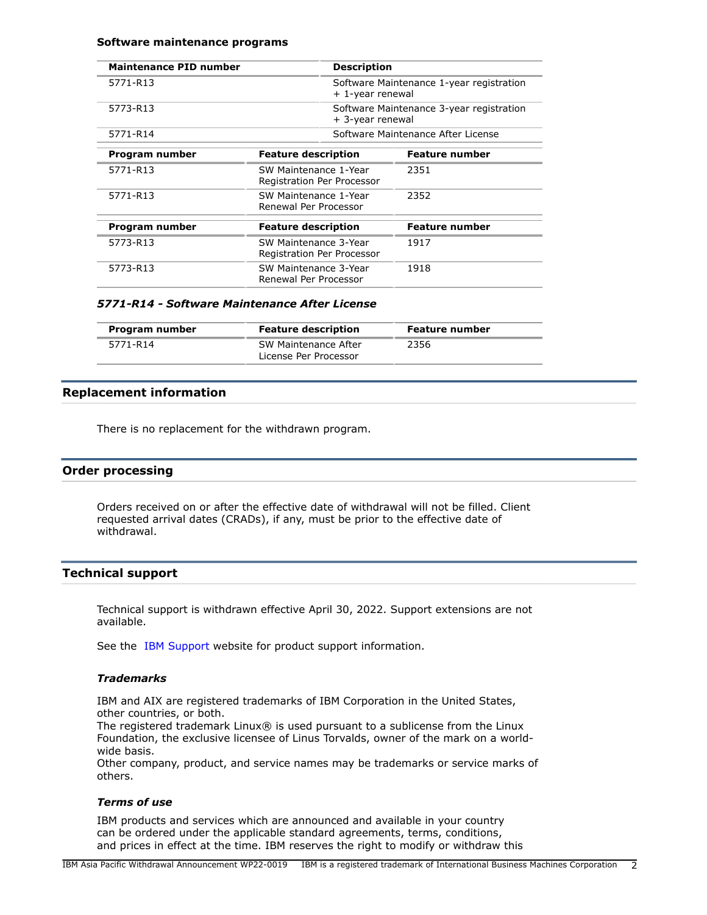**Software maintenance programs**

| Maintenance PID number | Description |
|---|---|
| 5771-R13 | Software Maintenance 1-year registration + 1-year renewal |
| 5773-R13 | Software Maintenance 3-year registration + 3-year renewal |
| 5771-R14 | Software Maintenance After License |

| Program number | Feature description | Feature number |
|---|---|---|
| 5771-R13 | SW Maintenance 1-Year Registration Per Processor | 2351 |
| 5771-R13 | SW Maintenance 1-Year Renewal Per Processor | 2352 |

| Program number | Feature description | Feature number |
|---|---|---|
| 5773-R13 | SW Maintenance 3-Year Registration Per Processor | 1917 |
| 5773-R13 | SW Maintenance 3-Year Renewal Per Processor | 1918 |

***5771-R14 - Software Maintenance After License***

| Program number | Feature description | Feature number |
|---|---|---|
| 5771-R14 | SW Maintenance After License Per Processor | 2356 |

## Replacement information

There is no replacement for the withdrawn program.

## Order processing

Orders received on or after the effective date of withdrawal will not be filled. Client requested arrival dates (CRADs), if any, must be prior to the effective date of withdrawal.

## Technical support

Technical support is withdrawn effective April 30, 2022. Support extensions are not available.

See the IBM Support website for product support information.

### *Trademarks*

IBM and AIX are registered trademarks of IBM Corporation in the United States, other countries, or both.
The registered trademark Linux® is used pursuant to a sublicense from the Linux Foundation, the exclusive licensee of Linus Torvalds, owner of the mark on a world-wide basis.
Other company, product, and service names may be trademarks or service marks of others.

### *Terms of use*

IBM products and services which are announced and available in your country can be ordered under the applicable standard agreements, terms, conditions, and prices in effect at the time. IBM reserves the right to modify or withdraw this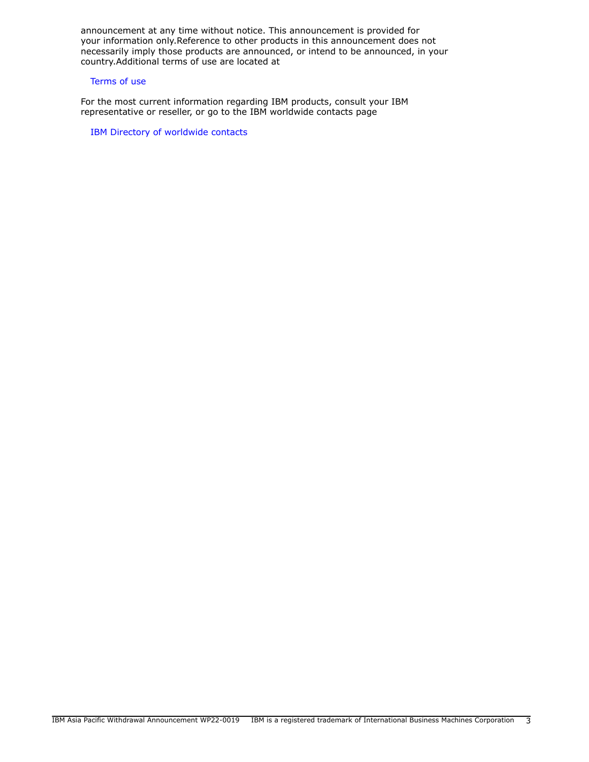announcement at any time without notice. This announcement is provided for your information only.Reference to other products in this announcement does not necessarily imply those products are announced, or intend to be announced, in your country.Additional terms of use are located at

Terms of use

For the most current information regarding IBM products, consult your IBM representative or reseller, or go to the IBM worldwide contacts page

IBM Directory of worldwide contacts